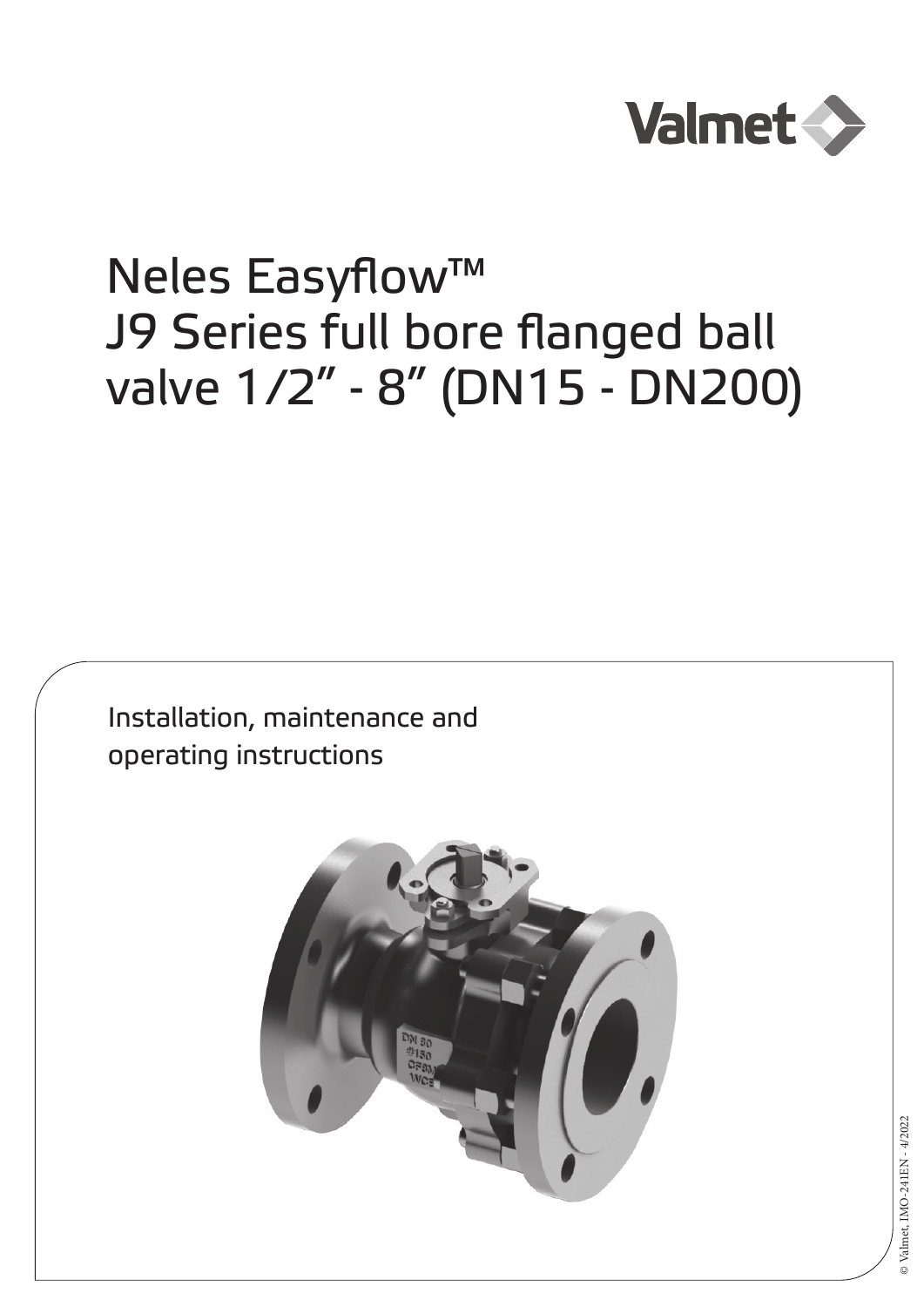Valmet

# Neles Easyflow™ J9 Series full bore flanged ball valve 1/2" - 8" (DN15 - DN200)

Installation, maintenance and operating instructions

© Valmet, IMO-241EN - 4/2022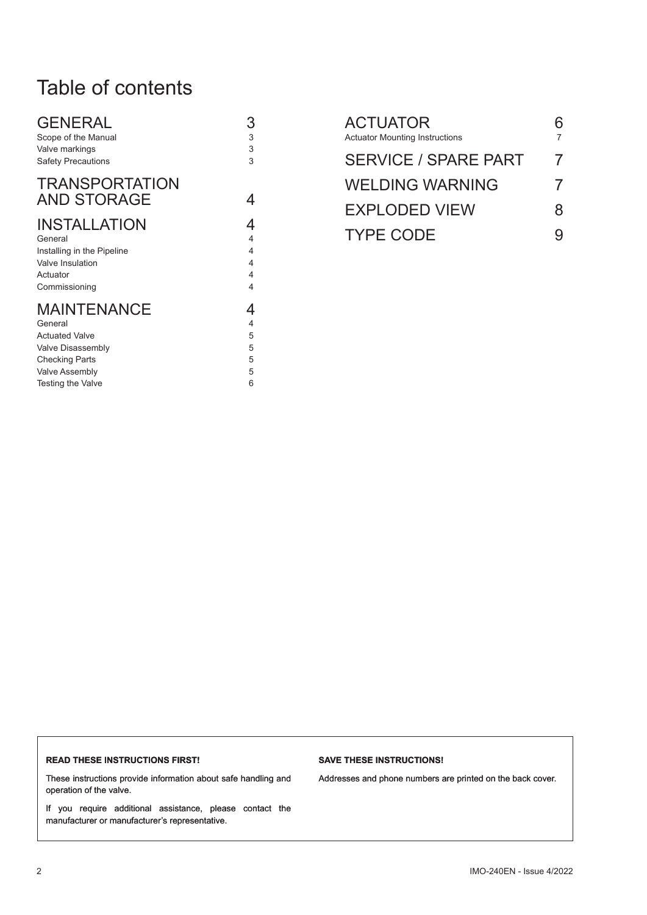# Table of contents

| | |
|---|---|
| **GENERAL** | **3** |
| Scope of the Manual | 3 |
| Valve markings | 3 |
| Safety Precautions | 3 |
| **TRANSPORTATION AND STORAGE** | **4** |
| **INSTALLATION** | **4** |
| General | 4 |
| Installing in the Pipeline | 4 |
| Valve Insulation | 4 |
| Actuator | 4 |
| Commissioning | 4 |
| **MAINTENANCE** | **4** |
| General | 4 |
| Actuated Valve | 5 |
| Valve Disassembly | 5 |
| Checking Parts | 5 |
| Valve Assembly | 5 |
| Testing the Valve | 6 |
| **ACTUATOR** | **6** |
| Actuator Mounting Instructions | 7 |
| **SERVICE / SPARE PART** | **7** |
| **WELDING WARNING** | **7** |
| **EXPLODED VIEW** | **8** |
| **TYPE CODE** | **9** |

**READ THESE INSTRUCTIONS FIRST!**

These instructions provide information about safe handling and operation of the valve.

If you require additional assistance, please contact the manufacturer or manufacturer's representative.

**SAVE THESE INSTRUCTIONS!**

Addresses and phone numbers are printed on the back cover.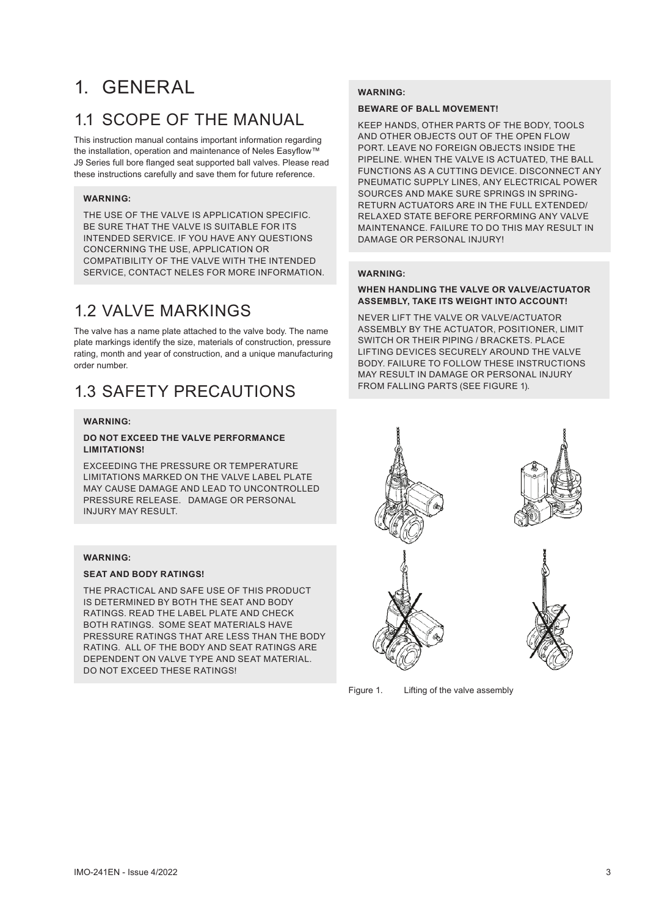# 1. GENERAL

## 1.1 SCOPE OF THE MANUAL

This instruction manual contains important information regarding the installation, operation and maintenance of Neles Easyflow™ J9 Series full bore flanged seat supported ball valves. Please read these instructions carefully and save them for future reference.

**WARNING:**

THE USE OF THE VALVE IS APPLICATION SPECIFIC. BE SURE THAT THE VALVE IS SUITABLE FOR ITS INTENDED SERVICE. IF YOU HAVE ANY QUESTIONS CONCERNING THE USE, APPLICATION OR COMPATIBILITY OF THE VALVE WITH THE INTENDED SERVICE, CONTACT NELES FOR MORE INFORMATION.

## 1.2 VALVE MARKINGS

The valve has a name plate attached to the valve body. The name plate markings identify the size, materials of construction, pressure rating, month and year of construction, and a unique manufacturing order number.

## 1.3 SAFETY PRECAUTIONS

**WARNING:**

**DO NOT EXCEED THE VALVE PERFORMANCE LIMITATIONS!**

EXCEEDING THE PRESSURE OR TEMPERATURE LIMITATIONS MARKED ON THE VALVE LABEL PLATE MAY CAUSE DAMAGE AND LEAD TO UNCONTROLLED PRESSURE RELEASE. DAMAGE OR PERSONAL INJURY MAY RESULT.

**WARNING:**

**SEAT AND BODY RATINGS!**

THE PRACTICAL AND SAFE USE OF THIS PRODUCT IS DETERMINED BY BOTH THE SEAT AND BODY RATINGS. READ THE LABEL PLATE AND CHECK BOTH RATINGS. SOME SEAT MATERIALS HAVE PRESSURE RATINGS THAT ARE LESS THAN THE BODY RATING. ALL OF THE BODY AND SEAT RATINGS ARE DEPENDENT ON VALVE TYPE AND SEAT MATERIAL. DO NOT EXCEED THESE RATINGS!

**WARNING:**

**BEWARE OF BALL MOVEMENT!**

KEEP HANDS, OTHER PARTS OF THE BODY, TOOLS AND OTHER OBJECTS OUT OF THE OPEN FLOW PORT. LEAVE NO FOREIGN OBJECTS INSIDE THE PIPELINE. WHEN THE VALVE IS ACTUATED, THE BALL FUNCTIONS AS A CUTTING DEVICE. DISCONNECT ANY PNEUMATIC SUPPLY LINES, ANY ELECTRICAL POWER SOURCES AND MAKE SURE SPRINGS IN SPRING-RETURN ACTUATORS ARE IN THE FULL EXTENDED/ RELAXED STATE BEFORE PERFORMING ANY VALVE MAINTENANCE. FAILURE TO DO THIS MAY RESULT IN DAMAGE OR PERSONAL INJURY!

**WARNING:**

**WHEN HANDLING THE VALVE OR VALVE/ACTUATOR ASSEMBLY, TAKE ITS WEIGHT INTO ACCOUNT!**

NEVER LIFT THE VALVE OR VALVE/ACTUATOR ASSEMBLY BY THE ACTUATOR, POSITIONER, LIMIT SWITCH OR THEIR PIPING / BRACKETS. PLACE LIFTING DEVICES SECURELY AROUND THE VALVE BODY. FAILURE TO FOLLOW THESE INSTRUCTIONS MAY RESULT IN DAMAGE OR PERSONAL INJURY FROM FALLING PARTS (SEE FIGURE 1).

Figure 1. Lifting of the valve assembly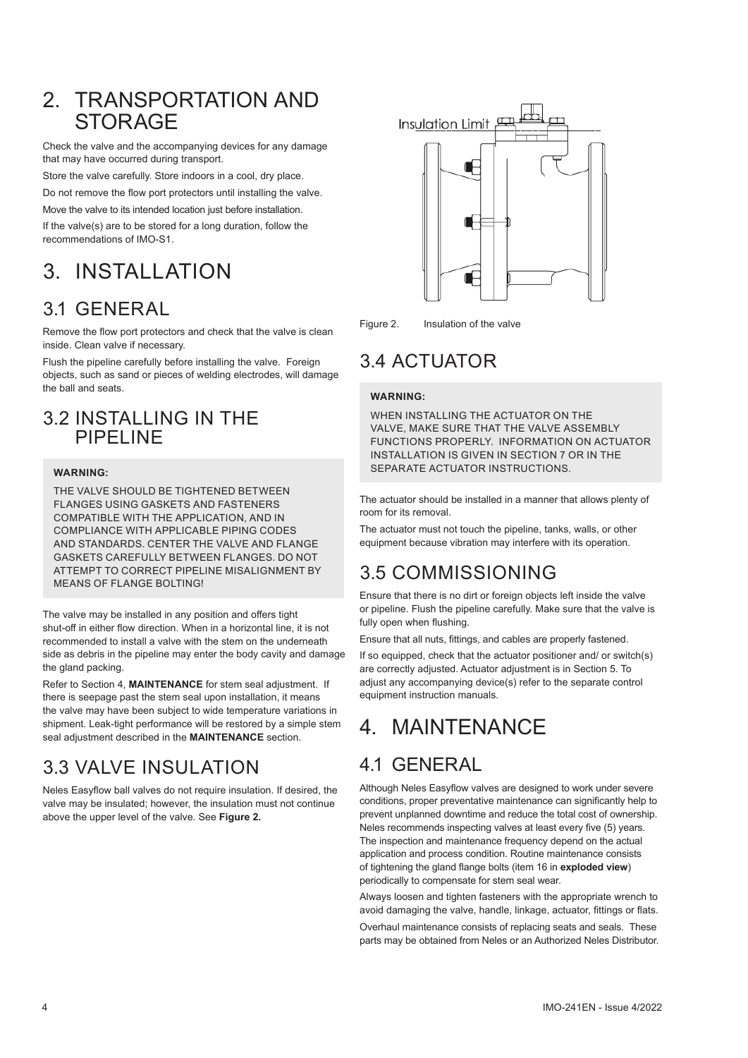# 2. TRANSPORTATION AND STORAGE

Check the valve and the accompanying devices for any damage that may have occurred during transport.

Store the valve carefully. Store indoors in a cool, dry place.

Do not remove the flow port protectors until installing the valve.

Move the valve to its intended location just before installation.

If the valve(s) are to be stored for a long duration, follow the recommendations of IMO-S1.

# 3. INSTALLATION

## 3.1 GENERAL

Remove the flow port protectors and check that the valve is clean inside. Clean valve if necessary.

Flush the pipeline carefully before installing the valve. Foreign objects, such as sand or pieces of welding electrodes, will damage the ball and seats.

## 3.2 INSTALLING IN THE PIPELINE

**WARNING:**

THE VALVE SHOULD BE TIGHTENED BETWEEN FLANGES USING GASKETS AND FASTENERS COMPATIBLE WITH THE APPLICATION, AND IN COMPLIANCE WITH APPLICABLE PIPING CODES AND STANDARDS. CENTER THE VALVE AND FLANGE GASKETS CAREFULLY BETWEEN FLANGES. DO NOT ATTEMPT TO CORRECT PIPELINE MISALIGNMENT BY MEANS OF FLANGE BOLTING!

The valve may be installed in any position and offers tight shut-off in either flow direction. When in a horizontal line, it is not recommended to install a valve with the stem on the underneath side as debris in the pipeline may enter the body cavity and damage the gland packing.

Refer to Section 4, **MAINTENANCE** for stem seal adjustment. If there is seepage past the stem seal upon installation, it means the valve may have been subject to wide temperature variations in shipment. Leak-tight performance will be restored by a simple stem seal adjustment described in the **MAINTENANCE** section.

## 3.3 VALVE INSULATION

Neles Easyflow ball valves do not require insulation. If desired, the valve may be insulated; however, the insulation must not continue above the upper level of the valve. See **Figure 2.**

Insulation Limit

Figure 2. Insulation of the valve

## 3.4 ACTUATOR

**WARNING:**

WHEN INSTALLING THE ACTUATOR ON THE VALVE, MAKE SURE THAT THE VALVE ASSEMBLY FUNCTIONS PROPERLY. INFORMATION ON ACTUATOR INSTALLATION IS GIVEN IN SECTION 7 OR IN THE SEPARATE ACTUATOR INSTRUCTIONS.

The actuator should be installed in a manner that allows plenty of room for its removal.

The actuator must not touch the pipeline, tanks, walls, or other equipment because vibration may interfere with its operation.

## 3.5 COMMISSIONING

Ensure that there is no dirt or foreign objects left inside the valve or pipeline. Flush the pipeline carefully. Make sure that the valve is fully open when flushing.

Ensure that all nuts, fittings, and cables are properly fastened.

If so equipped, check that the actuator positioner and/ or switch(s) are correctly adjusted. Actuator adjustment is in Section 5. To adjust any accompanying device(s) refer to the separate control equipment instruction manuals.

# 4. MAINTENANCE

## 4.1 GENERAL

Although Neles Easyflow valves are designed to work under severe conditions, proper preventative maintenance can significantly help to prevent unplanned downtime and reduce the total cost of ownership. Neles recommends inspecting valves at least every five (5) years. The inspection and maintenance frequency depend on the actual application and process condition. Routine maintenance consists of tightening the gland flange bolts (item 16 in **exploded view**) periodically to compensate for stem seal wear.

Always loosen and tighten fasteners with the appropriate wrench to avoid damaging the valve, handle, linkage, actuator, fittings or flats.

Overhaul maintenance consists of replacing seats and seals. These parts may be obtained from Neles or an Authorized Neles Distributor.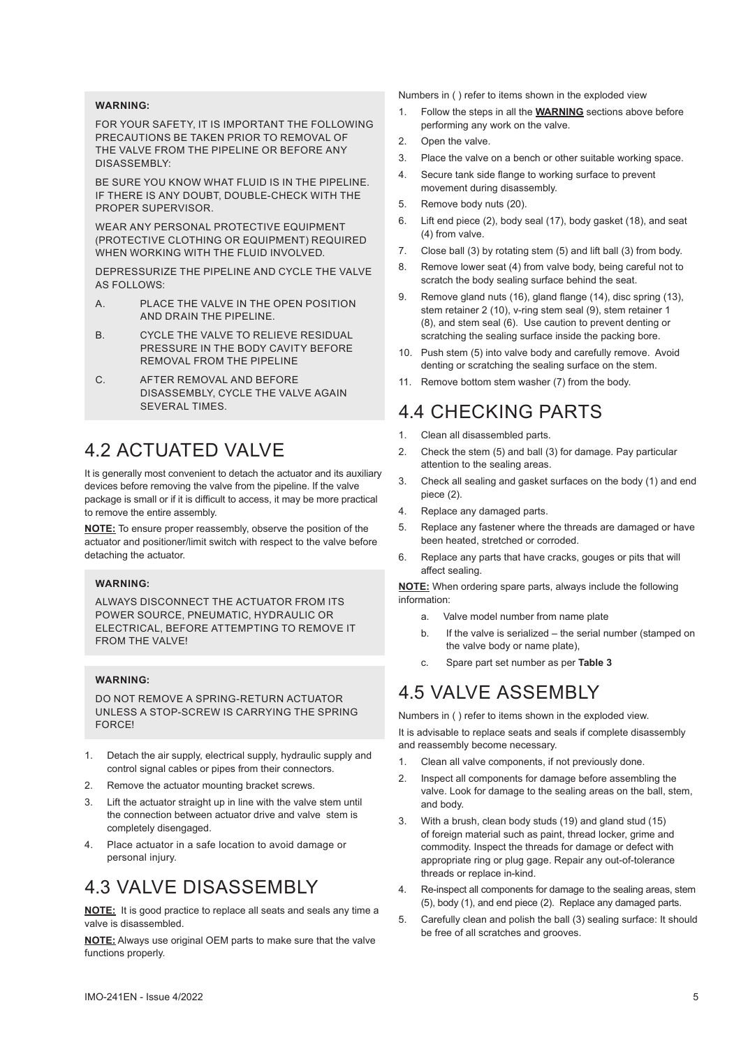**WARNING:**

FOR YOUR SAFETY, IT IS IMPORTANT THE FOLLOWING PRECAUTIONS BE TAKEN PRIOR TO REMOVAL OF THE VALVE FROM THE PIPELINE OR BEFORE ANY DISASSEMBLY:

BE SURE YOU KNOW WHAT FLUID IS IN THE PIPELINE. IF THERE IS ANY DOUBT, DOUBLE-CHECK WITH THE PROPER SUPERVISOR.

WEAR ANY PERSONAL PROTECTIVE EQUIPMENT (PROTECTIVE CLOTHING OR EQUIPMENT) REQUIRED WHEN WORKING WITH THE FLUID INVOLVED.

DEPRESSURIZE THE PIPELINE AND CYCLE THE VALVE AS FOLLOWS:

A. PLACE THE VALVE IN THE OPEN POSITION AND DRAIN THE PIPELINE.

B. CYCLE THE VALVE TO RELIEVE RESIDUAL PRESSURE IN THE BODY CAVITY BEFORE REMOVAL FROM THE PIPELINE

C. AFTER REMOVAL AND BEFORE DISASSEMBLY, CYCLE THE VALVE AGAIN SEVERAL TIMES.

## 4.2 ACTUATED VALVE

It is generally most convenient to detach the actuator and its auxiliary devices before removing the valve from the pipeline. If the valve package is small or if it is difficult to access, it may be more practical to remove the entire assembly.

**NOTE:** To ensure proper reassembly, observe the position of the actuator and positioner/limit switch with respect to the valve before detaching the actuator.

**WARNING:**

ALWAYS DISCONNECT THE ACTUATOR FROM ITS POWER SOURCE, PNEUMATIC, HYDRAULIC OR ELECTRICAL, BEFORE ATTEMPTING TO REMOVE IT FROM THE VALVE!

**WARNING:**

DO NOT REMOVE A SPRING-RETURN ACTUATOR UNLESS A STOP-SCREW IS CARRYING THE SPRING FORCE!

1. Detach the air supply, electrical supply, hydraulic supply and control signal cables or pipes from their connectors.
2. Remove the actuator mounting bracket screws.
3. Lift the actuator straight up in line with the valve stem until the connection between actuator drive and valve stem is completely disengaged.
4. Place actuator in a safe location to avoid damage or personal injury.

## 4.3 VALVE DISASSEMBLY

**NOTE:** It is good practice to replace all seats and seals any time a valve is disassembled.

**NOTE:** Always use original OEM parts to make sure that the valve functions properly.

Numbers in ( ) refer to items shown in the exploded view

1. Follow the steps in all the **WARNING** sections above before performing any work on the valve.
2. Open the valve.
3. Place the valve on a bench or other suitable working space.
4. Secure tank side flange to working surface to prevent movement during disassembly.
5. Remove body nuts (20).
6. Lift end piece (2), body seal (17), body gasket (18), and seat (4) from valve.
7. Close ball (3) by rotating stem (5) and lift ball (3) from body.
8. Remove lower seat (4) from valve body, being careful not to scratch the body sealing surface behind the seat.
9. Remove gland nuts (16), gland flange (14), disc spring (13), stem retainer 2 (10), v-ring stem seal (9), stem retainer 1 (8), and stem seal (6). Use caution to prevent denting or scratching the sealing surface inside the packing bore.
10. Push stem (5) into valve body and carefully remove. Avoid denting or scratching the sealing surface on the stem.
11. Remove bottom stem washer (7) from the body.

## 4.4 CHECKING PARTS

1. Clean all disassembled parts.
2. Check the stem (5) and ball (3) for damage. Pay particular attention to the sealing areas.
3. Check all sealing and gasket surfaces on the body (1) and end piece (2).
4. Replace any damaged parts.
5. Replace any fastener where the threads are damaged or have been heated, stretched or corroded.
6. Replace any parts that have cracks, gouges or pits that will affect sealing.

**NOTE:** When ordering spare parts, always include the following information:

a. Valve model number from name plate

b. If the valve is serialized – the serial number (stamped on the valve body or name plate),

c. Spare part set number as per **Table 3**

## 4.5 VALVE ASSEMBLY

Numbers in ( ) refer to items shown in the exploded view.

It is advisable to replace seats and seals if complete disassembly and reassembly become necessary.

1. Clean all valve components, if not previously done.
2. Inspect all components for damage before assembling the valve. Look for damage to the sealing areas on the ball, stem, and body.
3. With a brush, clean body studs (19) and gland stud (15) of foreign material such as paint, thread locker, grime and commodity. Inspect the threads for damage or defect with appropriate ring or plug gage. Repair any out-of-tolerance threads or replace in-kind.
4. Re-inspect all components for damage to the sealing areas, stem (5), body (1), and end piece (2). Replace any damaged parts.
5. Carefully clean and polish the ball (3) sealing surface: It should be free of all scratches and grooves.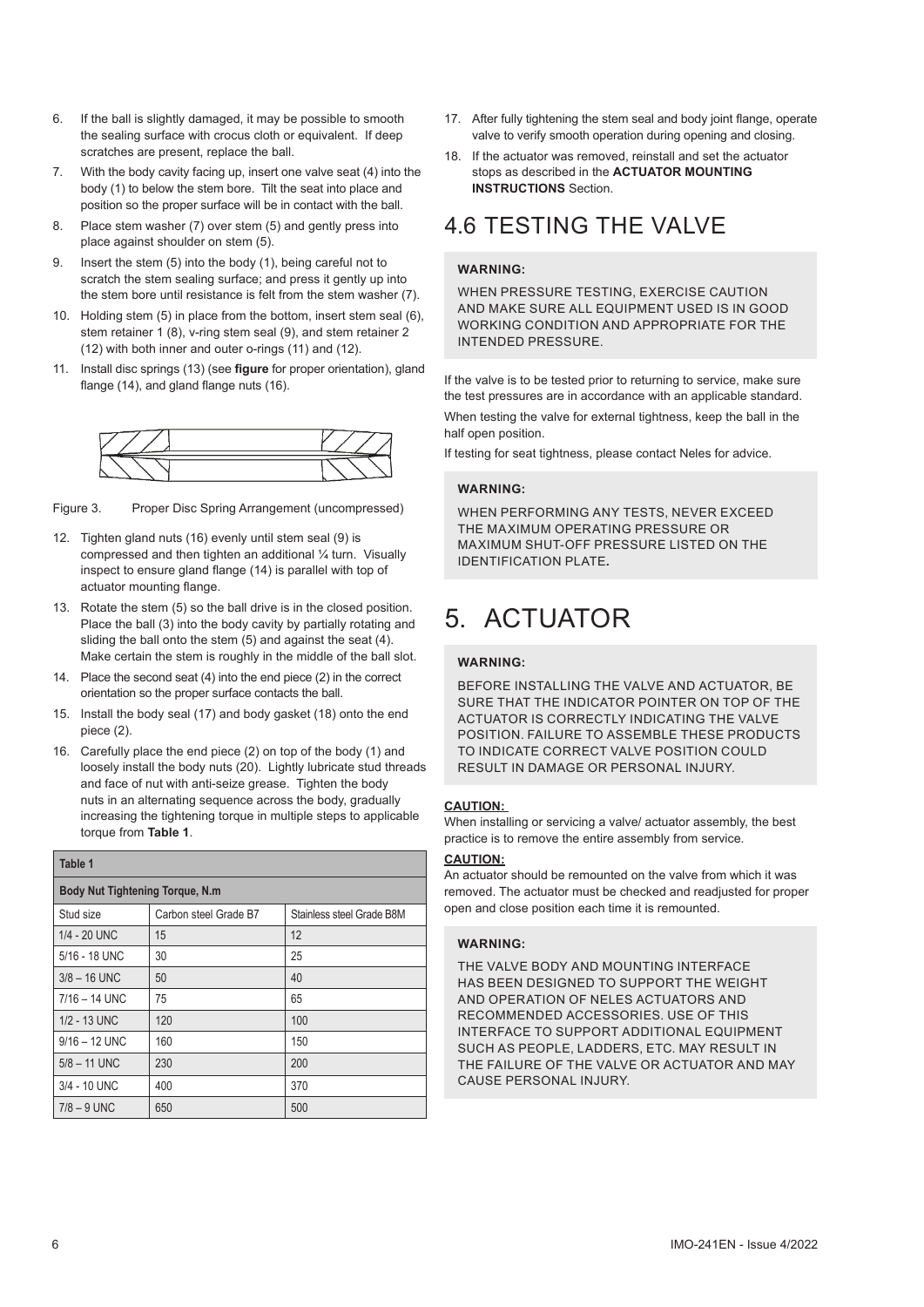6. If the ball is slightly damaged, it may be possible to smooth the sealing surface with crocus cloth or equivalent. If deep scratches are present, replace the ball.
7. With the body cavity facing up, insert one valve seat (4) into the body (1) to below the stem bore. Tilt the seat into place and position so the proper surface will be in contact with the ball.
8. Place stem washer (7) over stem (5) and gently press into place against shoulder on stem (5).
9. Insert the stem (5) into the body (1), being careful not to scratch the stem sealing surface; and press it gently up into the stem bore until resistance is felt from the stem washer (7).
10. Holding stem (5) in place from the bottom, insert stem seal (6), stem retainer 1 (8), v-ring stem seal (9), and stem retainer 2 (12) with both inner and outer o-rings (11) and (12).
11. Install disc springs (13) (see **figure** for proper orientation), gland flange (14), and gland flange nuts (16).

Figure 3. Proper Disc Spring Arrangement (uncompressed)

12. Tighten gland nuts (16) evenly until stem seal (9) is compressed and then tighten an additional ¼ turn. Visually inspect to ensure gland flange (14) is parallel with top of actuator mounting flange.
13. Rotate the stem (5) so the ball drive is in the closed position. Place the ball (3) into the body cavity by partially rotating and sliding the ball onto the stem (5) and against the seat (4). Make certain the stem is roughly in the middle of the ball slot.
14. Place the second seat (4) into the end piece (2) in the correct orientation so the proper surface contacts the ball.
15. Install the body seal (17) and body gasket (18) onto the end piece (2).
16. Carefully place the end piece (2) on top of the body (1) and loosely install the body nuts (20). Lightly lubricate stud threads and face of nut with anti-seize grease. Tighten the body nuts in an alternating sequence across the body, gradually increasing the tightening torque in multiple steps to applicable torque from **Table 1**.

| Table 1 | | |
|---|---|---|
| **Body Nut Tightening Torque, N.m** | | |
| Stud size | Carbon steel Grade B7 | Stainless steel Grade B8M |
| 1/4 - 20 UNC | 15 | 12 |
| 5/16 - 18 UNC | 30 | 25 |
| 3/8 – 16 UNC | 50 | 40 |
| 7/16 – 14 UNC | 75 | 65 |
| 1/2 - 13 UNC | 120 | 100 |
| 9/16 – 12 UNC | 160 | 150 |
| 5/8 – 11 UNC | 230 | 200 |
| 3/4 - 10 UNC | 400 | 370 |
| 7/8 – 9 UNC | 650 | 500 |

17. After fully tightening the stem seal and body joint flange, operate valve to verify smooth operation during opening and closing.
18. If the actuator was removed, reinstall and set the actuator stops as described in the **ACTUATOR MOUNTING INSTRUCTIONS** Section.

## 4.6 TESTING THE VALVE

**WARNING:**

WHEN PRESSURE TESTING, EXERCISE CAUTION AND MAKE SURE ALL EQUIPMENT USED IS IN GOOD WORKING CONDITION AND APPROPRIATE FOR THE INTENDED PRESSURE.

If the valve is to be tested prior to returning to service, make sure the test pressures are in accordance with an applicable standard.

When testing the valve for external tightness, keep the ball in the half open position.

If testing for seat tightness, please contact Neles for advice.

**WARNING:**

WHEN PERFORMING ANY TESTS, NEVER EXCEED THE MAXIMUM OPERATING PRESSURE OR MAXIMUM SHUT-OFF PRESSURE LISTED ON THE IDENTIFICATION PLATE**.**

# 5. ACTUATOR

**WARNING:**

BEFORE INSTALLING THE VALVE AND ACTUATOR, BE SURE THAT THE INDICATOR POINTER ON TOP OF THE ACTUATOR IS CORRECTLY INDICATING THE VALVE POSITION. FAILURE TO ASSEMBLE THESE PRODUCTS TO INDICATE CORRECT VALVE POSITION COULD RESULT IN DAMAGE OR PERSONAL INJURY.

**CAUTION:**

When installing or servicing a valve/ actuator assembly, the best practice is to remove the entire assembly from service.

**CAUTION:**

An actuator should be remounted on the valve from which it was removed. The actuator must be checked and readjusted for proper open and close position each time it is remounted.

**WARNING:**

THE VALVE BODY AND MOUNTING INTERFACE HAS BEEN DESIGNED TO SUPPORT THE WEIGHT AND OPERATION OF NELES ACTUATORS AND RECOMMENDED ACCESSORIES. USE OF THIS INTERFACE TO SUPPORT ADDITIONAL EQUIPMENT SUCH AS PEOPLE, LADDERS, ETC. MAY RESULT IN THE FAILURE OF THE VALVE OR ACTUATOR AND MAY CAUSE PERSONAL INJURY.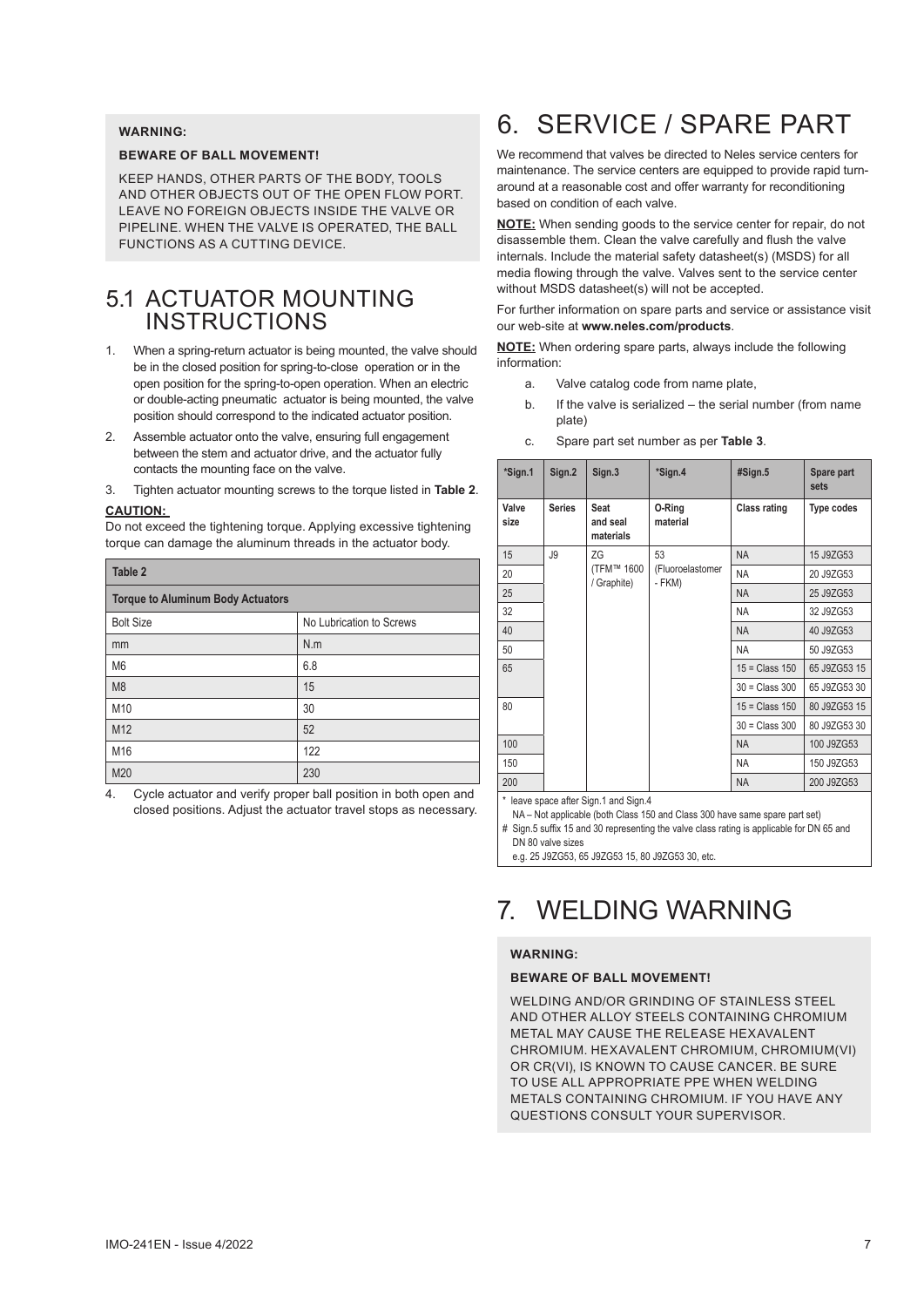**WARNING:**

**BEWARE OF BALL MOVEMENT!**

KEEP HANDS, OTHER PARTS OF THE BODY, TOOLS AND OTHER OBJECTS OUT OF THE OPEN FLOW PORT. LEAVE NO FOREIGN OBJECTS INSIDE THE VALVE OR PIPELINE. WHEN THE VALVE IS OPERATED, THE BALL FUNCTIONS AS A CUTTING DEVICE.

## 5.1 ACTUATOR MOUNTING INSTRUCTIONS

1. When a spring-return actuator is being mounted, the valve should be in the closed position for spring-to-close operation or in the open position for the spring-to-open operation. When an electric or double-acting pneumatic actuator is being mounted, the valve position should correspond to the indicated actuator position.
2. Assemble actuator onto the valve, ensuring full engagement between the stem and actuator drive, and the actuator fully contacts the mounting face on the valve.
3. Tighten actuator mounting screws to the torque listed in **Table 2**.

**CAUTION:**

Do not exceed the tightening torque. Applying excessive tightening torque can damage the aluminum threads in the actuator body.

| Table 2 | |
|---|---|
| **Torque to Aluminum Body Actuators** | |
| Bolt Size | No Lubrication to Screws |
| mm | N.m |
| M6 | 6.8 |
| M8 | 15 |
| M10 | 30 |
| M12 | 52 |
| M16 | 122 |
| M20 | 230 |

4. Cycle actuator and verify proper ball position in both open and closed positions. Adjust the actuator travel stops as necessary.

# 6. SERVICE / SPARE PART

We recommend that valves be directed to Neles service centers for maintenance. The service centers are equipped to provide rapid turn-around at a reasonable cost and offer warranty for reconditioning based on condition of each valve.

**NOTE:** When sending goods to the service center for repair, do not disassemble them. Clean the valve carefully and flush the valve internals. Include the material safety datasheet(s) (MSDS) for all media flowing through the valve. Valves sent to the service center without MSDS datasheet(s) will not be accepted.

For further information on spare parts and service or assistance visit our web-site at **www.neles.com/products**.

**NOTE:** When ordering spare parts, always include the following information:

a. Valve catalog code from name plate,

b. If the valve is serialized – the serial number (from name plate)

c. Spare part set number as per **Table 3**.

| *Sign.1 | Sign.2 | Sign.3 | *Sign.4 | #Sign.5 | Spare part sets |
|---|---|---|---|---|---|
| **Valve size** | **Series** | **Seat and seal materials** | **O-Ring material** | **Class rating** | **Type codes** |
| 15 | J9 | ZG (TFM™ 1600 / Graphite) | 53 (Fluoroelastomer - FKM) | NA | 15 J9ZG53 |
| 20 | | | | NA | 20 J9ZG53 |
| 25 | | | | NA | 25 J9ZG53 |
| 32 | | | | NA | 32 J9ZG53 |
| 40 | | | | NA | 40 J9ZG53 |
| 50 | | | | NA | 50 J9ZG53 |
| 65 | | | | 15 = Class 150 | 65 J9ZG53 15 |
| | | | | 30 = Class 300 | 65 J9ZG53 30 |
| 80 | | | | 15 = Class 150 | 80 J9ZG53 15 |
| | | | | 30 = Class 300 | 80 J9ZG53 30 |
| 100 | | | | NA | 100 J9ZG53 |
| 150 | | | | NA | 150 J9ZG53 |
| 200 | | | | NA | 200 J9ZG53 |

\* leave space after Sign.1 and Sign.4
NA – Not applicable (both Class 150 and Class 300 have same spare part set)
\# Sign.5 suffix 15 and 30 representing the valve class rating is applicable for DN 65 and DN 80 valve sizes
e.g. 25 J9ZG53, 65 J9ZG53 15, 80 J9ZG53 30, etc.

# 7. WELDING WARNING

**WARNING:**

**BEWARE OF BALL MOVEMENT!**

WELDING AND/OR GRINDING OF STAINLESS STEEL AND OTHER ALLOY STEELS CONTAINING CHROMIUM METAL MAY CAUSE THE RELEASE HEXAVALENT CHROMIUM. HEXAVALENT CHROMIUM, CHROMIUM(VI) OR CR(VI), IS KNOWN TO CAUSE CANCER. BE SURE TO USE ALL APPROPRIATE PPE WHEN WELDING METALS CONTAINING CHROMIUM. IF YOU HAVE ANY QUESTIONS CONSULT YOUR SUPERVISOR.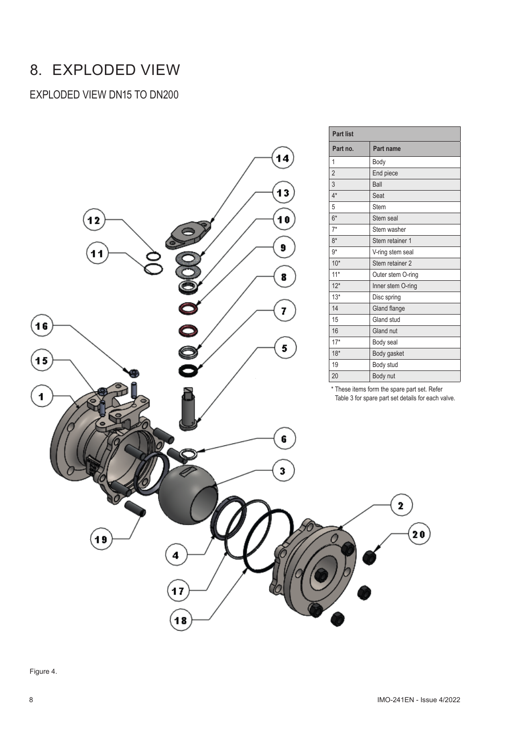# 8. EXPLODED VIEW

## EXPLODED VIEW DN15 TO DN200

| Part list | |
|---|---|
| **Part no.** | **Part name** |
| 1 | Body |
| 2 | End piece |
| 3 | Ball |
| 4* | Seat |
| 5 | Stem |
| 6* | Stem seal |
| 7* | Stem washer |
| 8* | Stem retainer 1 |
| 9* | V-ring stem seal |
| 10* | Stem retainer 2 |
| 11* | Outer stem O-ring |
| 12* | Inner stem O-ring |
| 13* | Disc spring |
| 14 | Gland flange |
| 15 | Gland stud |
| 16 | Gland nut |
| 17* | Body seal |
| 18* | Body gasket |
| 19 | Body stud |
| 20 | Body nut |

* These items form the spare part set. Refer Table 3 for spare part set details for each valve.

Figure 4.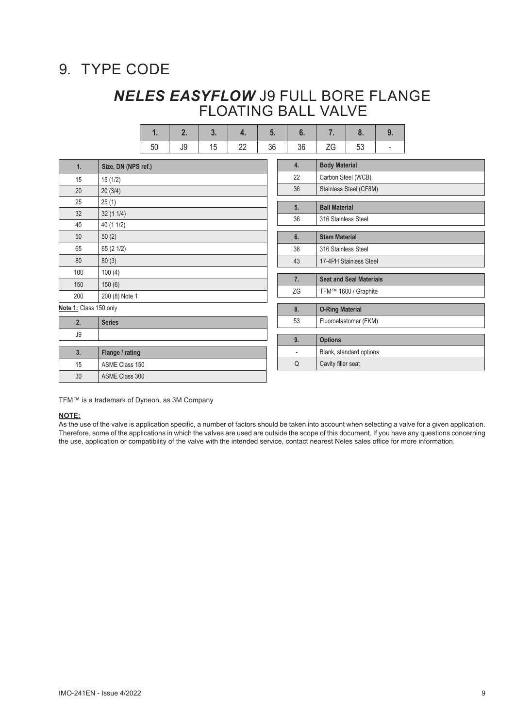# 9. TYPE CODE

## *NELES EASYFLOW* J9 FULL BORE FLANGE FLOATING BALL VALVE

| 1. | 2. | 3. | 4. | 5. | 6. | 7. | 8. | 9. |
|---|---|---|---|---|---|---|---|---|
| 50 | J9 | 15 | 22 | 36 | 36 | ZG | 53 | - |

| 1. | Size, DN (NPS ref.) |
|---|---|
| 15 | 15 (1/2) |
| 20 | 20 (3/4) |
| 25 | 25 (1) |
| 32 | 32 (1 1/4) |
| 40 | 40 (1 1/2) |
| 50 | 50 (2) |
| 65 | 65 (2 1/2) |
| 80 | 80 (3) |
| 100 | 100 (4) |
| 150 | 150 (6) |
| 200 | 200 (8) Note 1 |

**Note 1:** Class 150 only

| 2. | Series |
|---|---|
| J9 | |

| 3. | Flange / rating |
|---|---|
| 15 | ASME Class 150 |
| 30 | ASME Class 300 |

| 4. | Body Material |
|---|---|
| 22 | Carbon Steel (WCB) |
| 36 | Stainless Steel (CF8M) |

| 5. | Ball Material |
|---|---|
| 36 | 316 Stainless Steel |

| 6. | Stem Material |
|---|---|
| 36 | 316 Stainless Steel |
| 43 | 17-4PH Stainless Steel |

| 7. | Seat and Seal Materials |
|---|---|
| ZG | TFM™ 1600 / Graphite |

| 8. | O-Ring Material |
|---|---|
| 53 | Fluoroelastomer (FKM) |

| 9. | Options |
|---|---|
| - | Blank, standard options |
| Q | Cavity filler seat |

TFM™ is a trademark of Dyneon, as 3M Company

**NOTE:**

As the use of the valve is application specific, a number of factors should be taken into account when selecting a valve for a given application. Therefore, some of the applications in which the valves are used are outside the scope of this document. If you have any questions concerning the use, application or compatibility of the valve with the intended service, contact nearest Neles sales office for more information.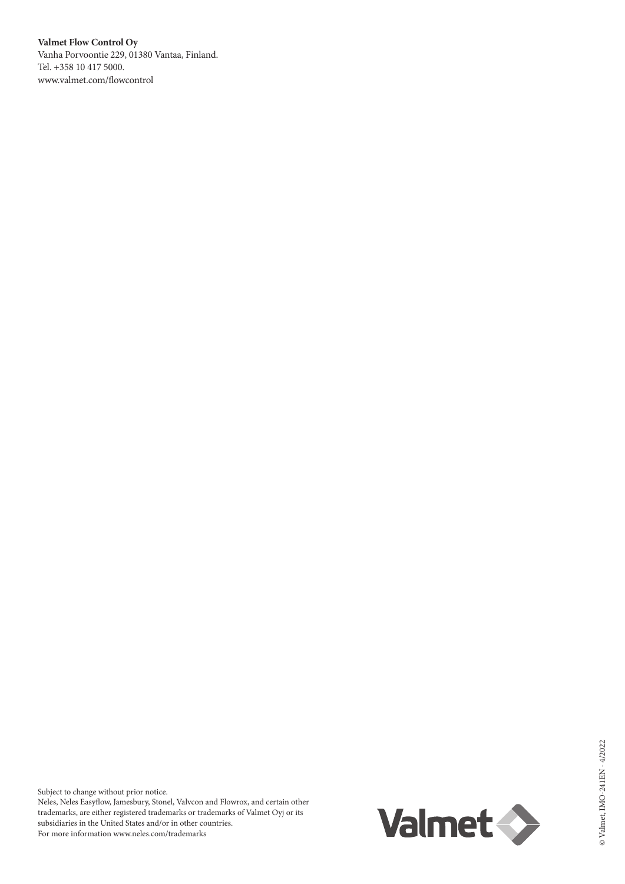**Valmet Flow Control Oy**
Vanha Porvoontie 229, 01380 Vantaa, Finland.
Tel. +358 10 417 5000.
www.valmet.com/flowcontrol

Subject to change without prior notice.
Neles, Neles Easyflow, Jamesbury, Stonel, Valvcon and Flowrox, and certain other trademarks, are either registered trademarks or trademarks of Valmet Oyj or its subsidiaries in the United States and/or in other countries.
For more information www.neles.com/trademarks

© Valmet, IMO-241EN - 4/2022